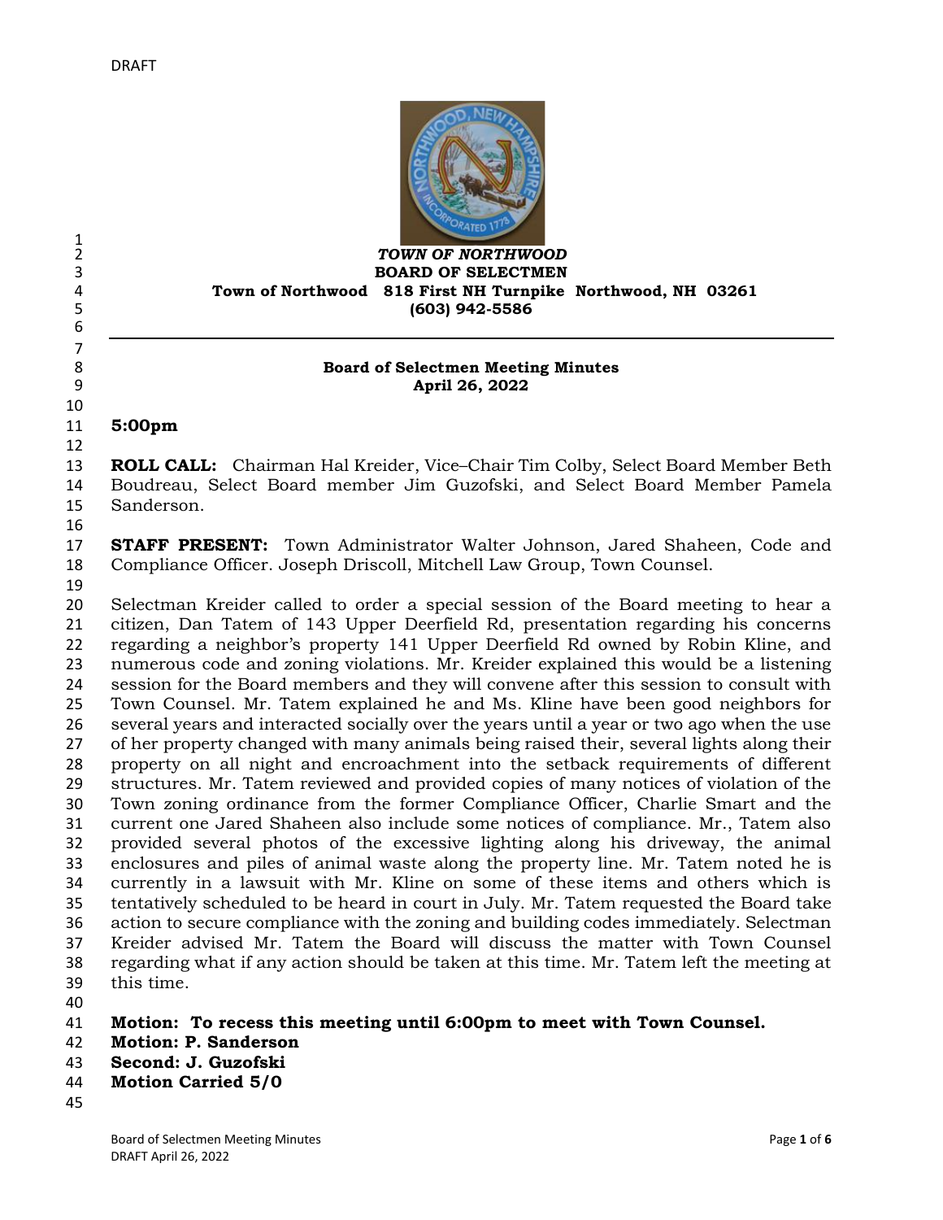DRAFT

*TOWN OF NORTHWOOD*
**BOARD OF SELECTMEN**
**Town of Northwood 818 First NH Turnpike Northwood, NH 03261**
**(603) 942-5586**

---

**Board of Selectmen Meeting Minutes**
**April 26, 2022**

**5:00pm**

**ROLL CALL:** Chairman Hal Kreider, Vice–Chair Tim Colby, Select Board Member Beth Boudreau, Select Board member Jim Guzofski, and Select Board Member Pamela Sanderson.

**STAFF PRESENT:** Town Administrator Walter Johnson, Jared Shaheen, Code and Compliance Officer. Joseph Driscoll, Mitchell Law Group, Town Counsel.

Selectman Kreider called to order a special session of the Board meeting to hear a citizen, Dan Tatem of 143 Upper Deerfield Rd, presentation regarding his concerns regarding a neighbor's property 141 Upper Deerfield Rd owned by Robin Kline, and numerous code and zoning violations. Mr. Kreider explained this would be a listening session for the Board members and they will convene after this session to consult with Town Counsel. Mr. Tatem explained he and Ms. Kline have been good neighbors for several years and interacted socially over the years until a year or two ago when the use of her property changed with many animals being raised their, several lights along their property on all night and encroachment into the setback requirements of different structures. Mr. Tatem reviewed and provided copies of many notices of violation of the Town zoning ordinance from the former Compliance Officer, Charlie Smart and the current one Jared Shaheen also include some notices of compliance. Mr., Tatem also provided several photos of the excessive lighting along his driveway, the animal enclosures and piles of animal waste along the property line. Mr. Tatem noted he is currently in a lawsuit with Mr. Kline on some of these items and others which is tentatively scheduled to be heard in court in July. Mr. Tatem requested the Board take action to secure compliance with the zoning and building codes immediately. Selectman Kreider advised Mr. Tatem the Board will discuss the matter with Town Counsel regarding what if any action should be taken at this time. Mr. Tatem left the meeting at this time.

**Motion: To recess this meeting until 6:00pm to meet with Town Counsel.**
**Motion: P. Sanderson**
**Second: J. Guzofski**
**Motion Carried 5/0**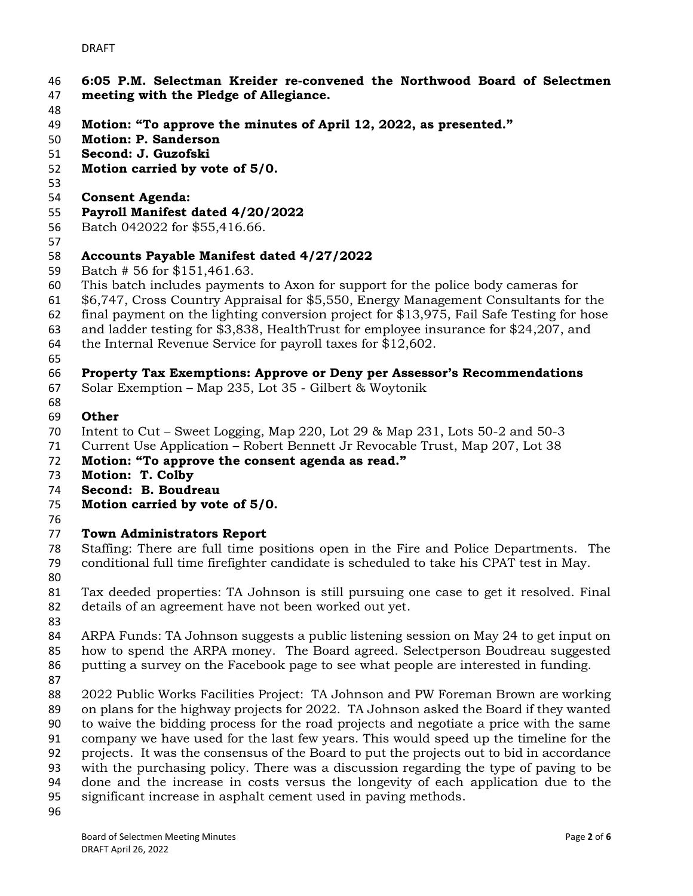**6:05 P.M. Selectman Kreider re-convened the Northwood Board of Selectmen meeting with the Pledge of Allegiance.**

**Motion: "To approve the minutes of April 12, 2022, as presented."**
**Motion: P. Sanderson**
**Second: J. Guzofski**
**Motion carried by vote of 5/0.**

**Consent Agenda:**
**Payroll Manifest dated 4/20/2022**
Batch 042022 for $55,416.66.

**Accounts Payable Manifest dated 4/27/2022**
Batch # 56 for $151,461.63.
This batch includes payments to Axon for support for the police body cameras for $6,747, Cross Country Appraisal for $5,550, Energy Management Consultants for the final payment on the lighting conversion project for $13,975, Fail Safe Testing for hose and ladder testing for $3,838, HealthTrust for employee insurance for $24,207, and the Internal Revenue Service for payroll taxes for $12,602.

**Property Tax Exemptions: Approve or Deny per Assessor's Recommendations**
Solar Exemption – Map 235, Lot 35 - Gilbert & Woytonik

**Other**
Intent to Cut – Sweet Logging, Map 220, Lot 29 & Map 231, Lots 50-2 and 50-3
Current Use Application – Robert Bennett Jr Revocable Trust, Map 207, Lot 38
**Motion: "To approve the consent agenda as read."**
**Motion: T. Colby**
**Second: B. Boudreau**
**Motion carried by vote of 5/0.**

**Town Administrators Report**
Staffing: There are full time positions open in the Fire and Police Departments. The conditional full time firefighter candidate is scheduled to take his CPAT test in May.

Tax deeded properties: TA Johnson is still pursuing one case to get it resolved. Final details of an agreement have not been worked out yet.

ARPA Funds: TA Johnson suggests a public listening session on May 24 to get input on how to spend the ARPA money. The Board agreed. Selectperson Boudreau suggested putting a survey on the Facebook page to see what people are interested in funding.

2022 Public Works Facilities Project: TA Johnson and PW Foreman Brown are working on plans for the highway projects for 2022. TA Johnson asked the Board if they wanted to waive the bidding process for the road projects and negotiate a price with the same company we have used for the last few years. This would speed up the timeline for the projects. It was the consensus of the Board to put the projects out to bid in accordance with the purchasing policy. There was a discussion regarding the type of paving to be done and the increase in costs versus the longevity of each application due to the significant increase in asphalt cement used in paving methods.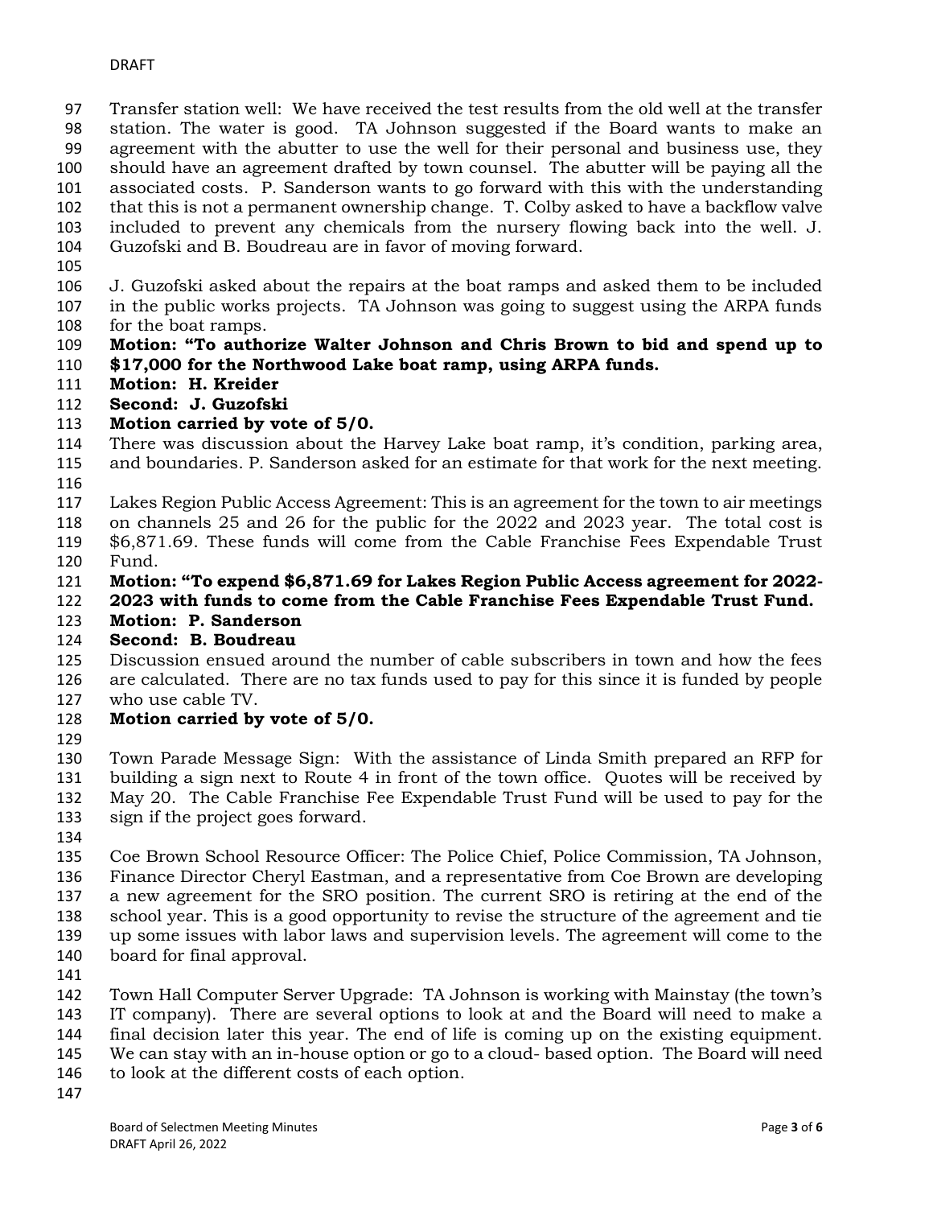Transfer station well: We have received the test results from the old well at the transfer station. The water is good. TA Johnson suggested if the Board wants to make an agreement with the abutter to use the well for their personal and business use, they should have an agreement drafted by town counsel. The abutter will be paying all the associated costs. P. Sanderson wants to go forward with this with the understanding that this is not a permanent ownership change. T. Colby asked to have a backflow valve included to prevent any chemicals from the nursery flowing back into the well. J. Guzofski and B. Boudreau are in favor of moving forward.

J. Guzofski asked about the repairs at the boat ramps and asked them to be included in the public works projects. TA Johnson was going to suggest using the ARPA funds for the boat ramps.

**Motion: "To authorize Walter Johnson and Chris Brown to bid and spend up to $17,000 for the Northwood Lake boat ramp, using ARPA funds.**
**Motion: H. Kreider**
**Second: J. Guzofski**
**Motion carried by vote of 5/0.**

There was discussion about the Harvey Lake boat ramp, it's condition, parking area, and boundaries. P. Sanderson asked for an estimate for that work for the next meeting.

Lakes Region Public Access Agreement: This is an agreement for the town to air meetings on channels 25 and 26 for the public for the 2022 and 2023 year. The total cost is $6,871.69. These funds will come from the Cable Franchise Fees Expendable Trust Fund.

**Motion: "To expend $6,871.69 for Lakes Region Public Access agreement for 2022-2023 with funds to come from the Cable Franchise Fees Expendable Trust Fund.**
**Motion: P. Sanderson**
**Second: B. Boudreau**

Discussion ensued around the number of cable subscribers in town and how the fees are calculated. There are no tax funds used to pay for this since it is funded by people who use cable TV.

**Motion carried by vote of 5/0.**

Town Parade Message Sign: With the assistance of Linda Smith prepared an RFP for building a sign next to Route 4 in front of the town office. Quotes will be received by May 20. The Cable Franchise Fee Expendable Trust Fund will be used to pay for the sign if the project goes forward.

Coe Brown School Resource Officer: The Police Chief, Police Commission, TA Johnson, Finance Director Cheryl Eastman, and a representative from Coe Brown are developing a new agreement for the SRO position. The current SRO is retiring at the end of the school year. This is a good opportunity to revise the structure of the agreement and tie up some issues with labor laws and supervision levels. The agreement will come to the board for final approval.

Town Hall Computer Server Upgrade: TA Johnson is working with Mainstay (the town's IT company). There are several options to look at and the Board will need to make a final decision later this year. The end of life is coming up on the existing equipment. We can stay with an in-house option or go to a cloud- based option. The Board will need to look at the different costs of each option.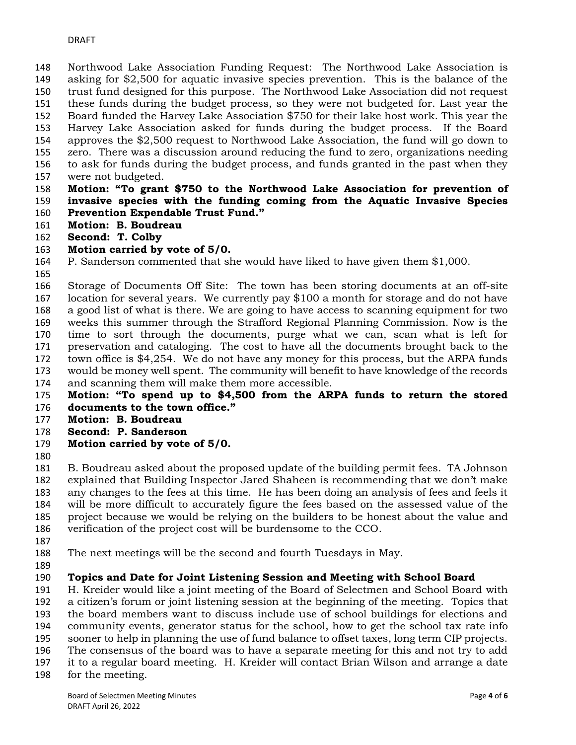Northwood Lake Association Funding Request: The Northwood Lake Association is asking for $2,500 for aquatic invasive species prevention. This is the balance of the trust fund designed for this purpose. The Northwood Lake Association did not request these funds during the budget process, so they were not budgeted for. Last year the Board funded the Harvey Lake Association $750 for their lake host work. This year the Harvey Lake Association asked for funds during the budget process. If the Board approves the $2,500 request to Northwood Lake Association, the fund will go down to zero. There was a discussion around reducing the fund to zero, organizations needing to ask for funds during the budget process, and funds granted in the past when they were not budgeted.

**Motion: "To grant $750 to the Northwood Lake Association for prevention of invasive species with the funding coming from the Aquatic Invasive Species Prevention Expendable Trust Fund."**
**Motion: B. Boudreau**
**Second: T. Colby**
**Motion carried by vote of 5/0.**

P. Sanderson commented that she would have liked to have given them $1,000.

Storage of Documents Off Site: The town has been storing documents at an off-site location for several years. We currently pay $100 a month for storage and do not have a good list of what is there. We are going to have access to scanning equipment for two weeks this summer through the Strafford Regional Planning Commission. Now is the time to sort through the documents, purge what we can, scan what is left for preservation and cataloging. The cost to have all the documents brought back to the town office is $4,254. We do not have any money for this process, but the ARPA funds would be money well spent. The community will benefit to have knowledge of the records and scanning them will make them more accessible.

**Motion: "To spend up to $4,500 from the ARPA funds to return the stored documents to the town office."**
**Motion: B. Boudreau**
**Second: P. Sanderson**
**Motion carried by vote of 5/0.**

B. Boudreau asked about the proposed update of the building permit fees. TA Johnson explained that Building Inspector Jared Shaheen is recommending that we don't make any changes to the fees at this time. He has been doing an analysis of fees and feels it will be more difficult to accurately figure the fees based on the assessed value of the project because we would be relying on the builders to be honest about the value and verification of the project cost will be burdensome to the CCO.

The next meetings will be the second and fourth Tuesdays in May.

**Topics and Date for Joint Listening Session and Meeting with School Board**

H. Kreider would like a joint meeting of the Board of Selectmen and School Board with a citizen's forum or joint listening session at the beginning of the meeting. Topics that the board members want to discuss include use of school buildings for elections and community events, generator status for the school, how to get the school tax rate info sooner to help in planning the use of fund balance to offset taxes, long term CIP projects. The consensus of the board was to have a separate meeting for this and not try to add it to a regular board meeting. H. Kreider will contact Brian Wilson and arrange a date for the meeting.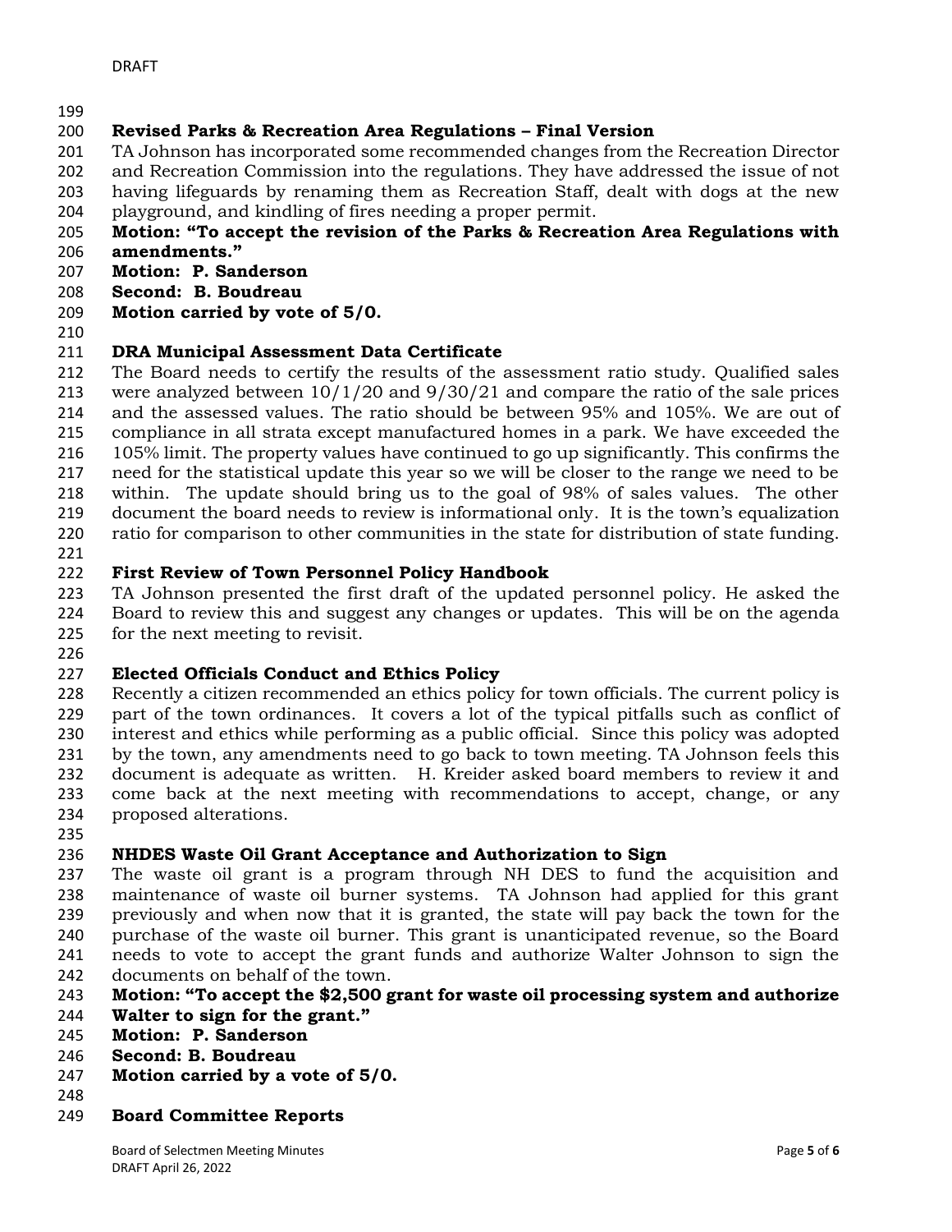**Revised Parks & Recreation Area Regulations – Final Version**

TA Johnson has incorporated some recommended changes from the Recreation Director and Recreation Commission into the regulations. They have addressed the issue of not having lifeguards by renaming them as Recreation Staff, dealt with dogs at the new playground, and kindling of fires needing a proper permit.

**Motion: "To accept the revision of the Parks & Recreation Area Regulations with amendments."**
**Motion: P. Sanderson**
**Second: B. Boudreau**
**Motion carried by vote of 5/0.**

**DRA Municipal Assessment Data Certificate**

The Board needs to certify the results of the assessment ratio study. Qualified sales were analyzed between 10/1/20 and 9/30/21 and compare the ratio of the sale prices and the assessed values. The ratio should be between 95% and 105%. We are out of compliance in all strata except manufactured homes in a park. We have exceeded the 105% limit. The property values have continued to go up significantly. This confirms the need for the statistical update this year so we will be closer to the range we need to be within. The update should bring us to the goal of 98% of sales values. The other document the board needs to review is informational only. It is the town's equalization ratio for comparison to other communities in the state for distribution of state funding.

**First Review of Town Personnel Policy Handbook**

TA Johnson presented the first draft of the updated personnel policy. He asked the Board to review this and suggest any changes or updates. This will be on the agenda for the next meeting to revisit.

**Elected Officials Conduct and Ethics Policy**

Recently a citizen recommended an ethics policy for town officials. The current policy is part of the town ordinances. It covers a lot of the typical pitfalls such as conflict of interest and ethics while performing as a public official. Since this policy was adopted by the town, any amendments need to go back to town meeting. TA Johnson feels this document is adequate as written. H. Kreider asked board members to review it and come back at the next meeting with recommendations to accept, change, or any proposed alterations.

**NHDES Waste Oil Grant Acceptance and Authorization to Sign**

The waste oil grant is a program through NH DES to fund the acquisition and maintenance of waste oil burner systems. TA Johnson had applied for this grant previously and when now that it is granted, the state will pay back the town for the purchase of the waste oil burner. This grant is unanticipated revenue, so the Board needs to vote to accept the grant funds and authorize Walter Johnson to sign the documents on behalf of the town.

**Motion: "To accept the $2,500 grant for waste oil processing system and authorize Walter to sign for the grant."**
**Motion: P. Sanderson**
**Second: B. Boudreau**
**Motion carried by a vote of 5/0.**

**Board Committee Reports**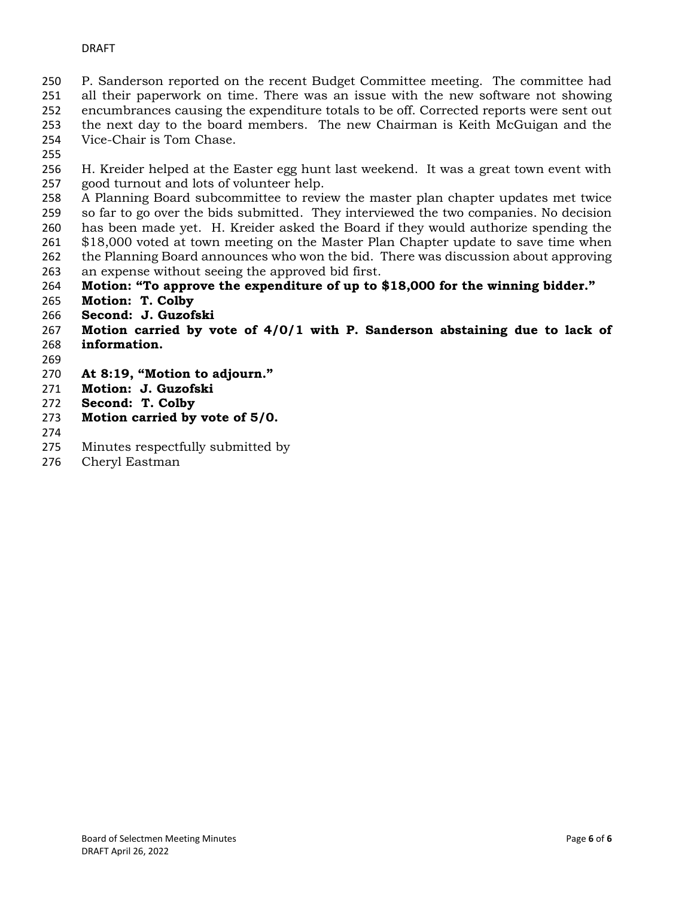P. Sanderson reported on the recent Budget Committee meeting. The committee had all their paperwork on time. There was an issue with the new software not showing encumbrances causing the expenditure totals to be off. Corrected reports were sent out the next day to the board members. The new Chairman is Keith McGuigan and the Vice-Chair is Tom Chase.

H. Kreider helped at the Easter egg hunt last weekend. It was a great town event with good turnout and lots of volunteer help.
A Planning Board subcommittee to review the master plan chapter updates met twice so far to go over the bids submitted. They interviewed the two companies. No decision has been made yet. H. Kreider asked the Board if they would authorize spending the $18,000 voted at town meeting on the Master Plan Chapter update to save time when the Planning Board announces who won the bid. There was discussion about approving an expense without seeing the approved bid first.

**Motion: "To approve the expenditure of up to $18,000 for the winning bidder."**
**Motion: T. Colby**
**Second: J. Guzofski**
**Motion carried by vote of 4/0/1 with P. Sanderson abstaining due to lack of information.**

**At 8:19, "Motion to adjourn."**
**Motion: J. Guzofski**
**Second: T. Colby**
**Motion carried by vote of 5/0.**

Minutes respectfully submitted by
Cheryl Eastman